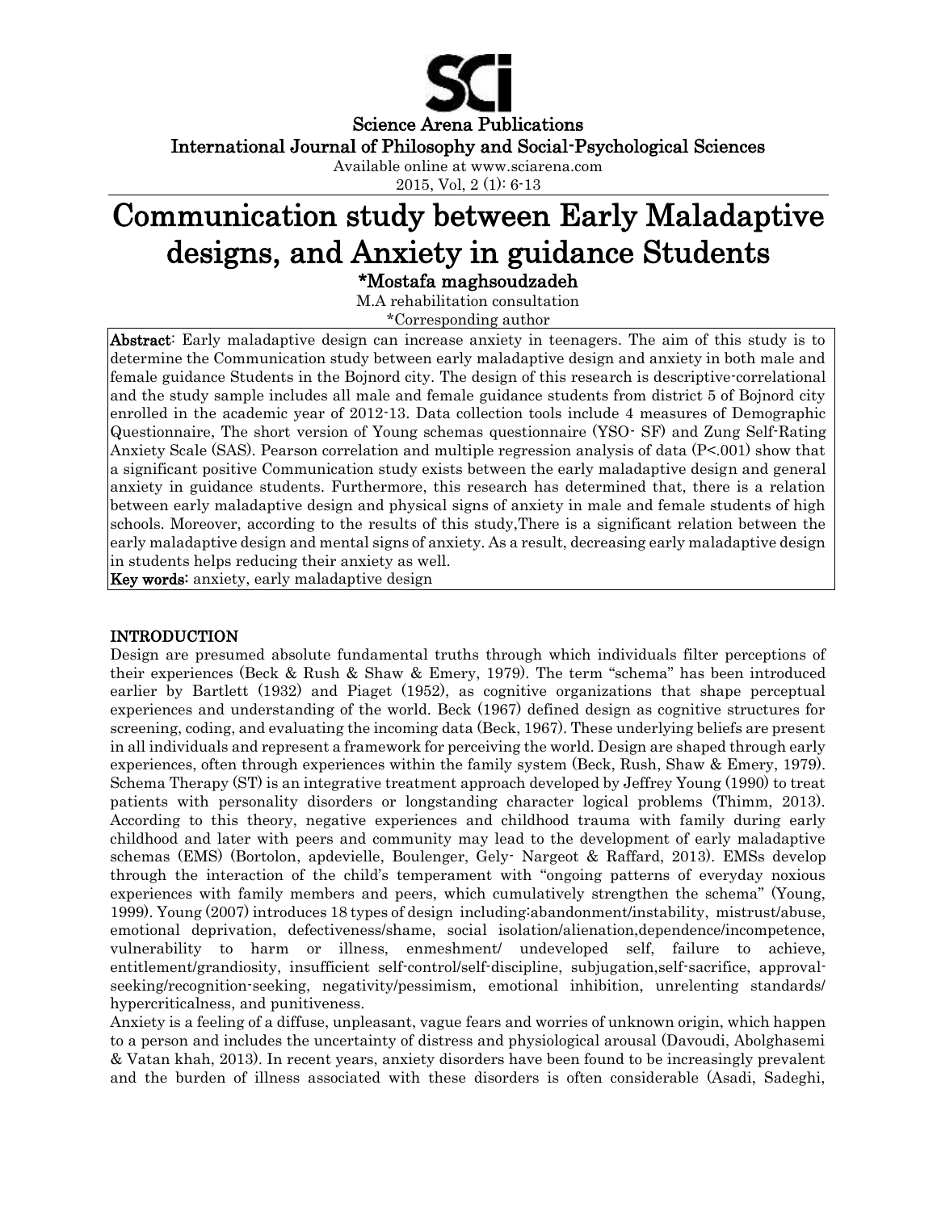# Communication study between Early Maladaptive designs, and Anxiety in guidance Students

**\*Mostafa maghsoudzadeh**

M.A rehabilitation consultation

\*Corresponding author

**Abstract:** Early maladaptive design can increase anxiety in teenagers. The aim of this study is to determine the Communication study between early maladaptive design and anxiety in both male and female guidance Students in the Bojnord city. The design of this research is descriptive-correlational and the study sample includes all male and female guidance students from district 5 of Bojnord city enrolled in the academic year of 2012-13. Data collection tools include 4 measures of Demographic Questionnaire, The short version of Young schemas questionnaire (YSQ- SF) and Zung Self-Rating Anxiety Scale (SAS). Pearson correlation and multiple regression analysis of data ($P<.001$) show that a significant positive Communication study exists between the early maladaptive design and general anxiety in guidance students. Furthermore, this research has determined that, there is a relation between early maladaptive design and physical signs of anxiety in male and female students of high schools. Moreover, according to the results of this study,There is a significant relation between the early maladaptive design and mental signs of anxiety. As a result, decreasing early maladaptive design in students helps reducing their anxiety as well.

**Key words:** anxiety, early maladaptive design

## INTRODUCTION

Design are presumed absolute fundamental truths through which individuals filter perceptions of their experiences (Beck & Rush & Shaw & Emery, 1979). The term "schema" has been introduced earlier by Bartlett (1932) and Piaget (1952), as cognitive organizations that shape perceptual experiences and understanding of the world. Beck (1967) defined design as cognitive structures for screening, coding, and evaluating the incoming data (Beck, 1967). These underlying beliefs are present in all individuals and represent a framework for perceiving the world. Design are shaped through early experiences, often through experiences within the family system (Beck, Rush, Shaw & Emery, 1979). Schema Therapy (ST) is an integrative treatment approach developed by Jeffrey Young (1990) to treat patients with personality disorders or longstanding character logical problems (Thimm, 2013). According to this theory, negative experiences and childhood trauma with family during early childhood and later with peers and community may lead to the development of early maladaptive schemas (EMS) (Bortolon, apdevielle, Boulenger, Gely- Nargeot & Raffard, 2013). EMSs develop through the interaction of the child's temperament with "ongoing patterns of everyday noxious experiences with family members and peers, which cumulatively strengthen the schema" (Young, 1999). Young (2007) introduces 18 types of design including:abandonment/instability, mistrust/abuse, emotional deprivation, defectiveness/shame, social isolation/alienation,dependence/incompetence, vulnerability to harm or illness, enmeshment/ undeveloped self, failure to achieve, entitlement/grandiosity, insufficient self-control/self-discipline, subjugation,self-sacrifice, approval-seeking/recognition-seeking, negativity/pessimism, emotional inhibition, unrelenting standards/ hypercriticalness, and punitiveness.

Anxiety is a feeling of a diffuse, unpleasant, vague fears and worries of unknown origin, which happen to a person and includes the uncertainty of distress and physiological arousal (Davoudi, Abolghasemi & Vatan khah, 2013). In recent years, anxiety disorders have been found to be increasingly prevalent and the burden of illness associated with these disorders is often considerable (Asadi, Sadeghi,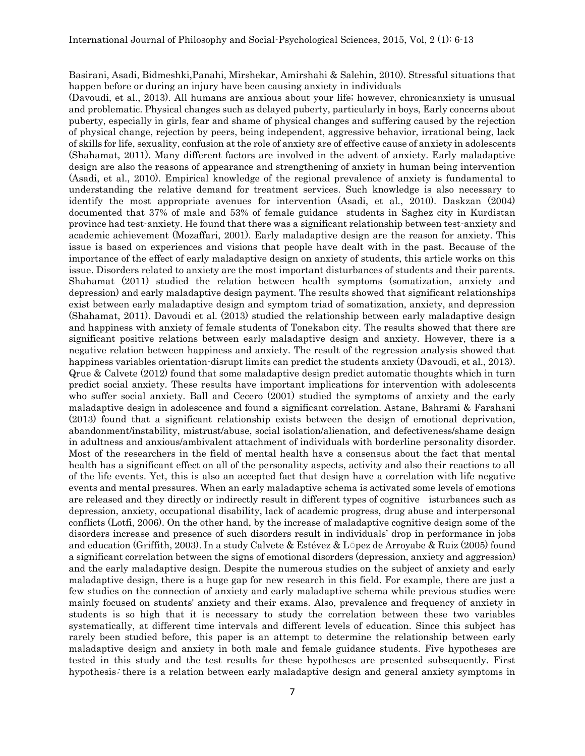Basirani, Asadi, Bidmeshki,Panahi, Mirshekar, Amirshahi & Salehin, 2010). Stressful situations that happen before or during an injury have been causing anxiety in individuals (Davoudi, et al., 2013). All humans are anxious about your life; however, chronicanxiety is unusual and problematic. Physical changes such as delayed puberty, particularly in boys, Early concerns about puberty, especially in girls, fear and shame of physical changes and suffering caused by the rejection of physical change, rejection by peers, being independent, aggressive behavior, irrational being, lack of skills for life, sexuality, confusion at the role of anxiety are of effective cause of anxiety in adolescents (Shahamat, 2011). Many different factors are involved in the advent of anxiety. Early maladaptive design are also the reasons of appearance and strengthening of anxiety in human being intervention (Asadi, et al., 2010). Empirical knowledge of the regional prevalence of anxiety is fundamental to understanding the relative demand for treatment services. Such knowledge is also necessary to identify the most appropriate avenues for intervention (Asadi, et al., 2010). Daskzan (2004) documented that 37% of male and 53% of female guidance students in Saghez city in Kurdistan province had test-anxiety. He found that there was a significant relationship between test-anxiety and academic achievement (Mozaffari, 2001). Early maladaptive design are the reason for anxiety. This issue is based on experiences and visions that people have dealt with in the past. Because of the importance of the effect of early maladaptive design on anxiety of students, this article works on this issue. Disorders related to anxiety are the most important disturbances of students and their parents. Shahamat (2011) studied the relation between health symptoms (somatization, anxiety and depression) and early maladaptive design payment. The results showed that significant relationships exist between early maladaptive design and symptom triad of somatization, anxiety, and depression (Shahamat, 2011). Davoudi et al. (2013) studied the relationship between early maladaptive design and happiness with anxiety of female students of Tonekabon city. The results showed that there are significant positive relations between early maladaptive design and anxiety. However, there is a negative relation between happiness and anxiety. The result of the regression analysis showed that happiness variables orientation-disrupt limits can predict the students anxiety (Davoudi, et al., 2013). Qrue & Calvete (2012) found that some maladaptive design predict automatic thoughts which in turn predict social anxiety. These results have important implications for intervention with adolescents who suffer social anxiety. Ball and Cecero (2001) studied the symptoms of anxiety and the early maladaptive design in adolescence and found a significant correlation. Astane, Bahrami & Farahani (2013) found that a significant relationship exists between the design of emotional deprivation, abandonment/instability, mistrust/abuse, social isolation/alienation, and defectiveness/shame design in adultness and anxious/ambivalent attachment of individuals with borderline personality disorder. Most of the researchers in the field of mental health have a consensus about the fact that mental health has a significant effect on all of the personality aspects, activity and also their reactions to all of the life events. Yet, this is also an accepted fact that design have a correlation with life negative events and mental pressures. When an early maladaptive schema is activated some levels of emotions are released and they directly or indirectly result in different types of cognitive isturbances such as depression, anxiety, occupational disability, lack of academic progress, drug abuse and interpersonal conflicts (Lotfi, 2006). On the other hand, by the increase of maladaptive cognitive design some of the disorders increase and presence of such disorders result in individuals' drop in performance in jobs and education (Griffith, 2003). In a study Calvete & Estévez & López de Arroyabe & Ruiz (2005) found a significant correlation between the signs of emotional disorders (depression, anxiety and aggression) and the early maladaptive design. Despite the numerous studies on the subject of anxiety and early maladaptive design, there is a huge gap for new research in this field. For example, there are just a few studies on the connection of anxiety and early maladaptive schema while previous studies were mainly focused on students' anxiety and their exams. Also, prevalence and frequency of anxiety in students is so high that it is necessary to study the correlation between these two variables systematically, at different time intervals and different levels of education. Since this subject has rarely been studied before, this paper is an attempt to determine the relationship between early maladaptive design and anxiety in both male and female guidance students. Five hypotheses are tested in this study and the test results for these hypotheses are presented subsequently. First hypothesis: there is a relation between early maladaptive design and general anxiety symptoms in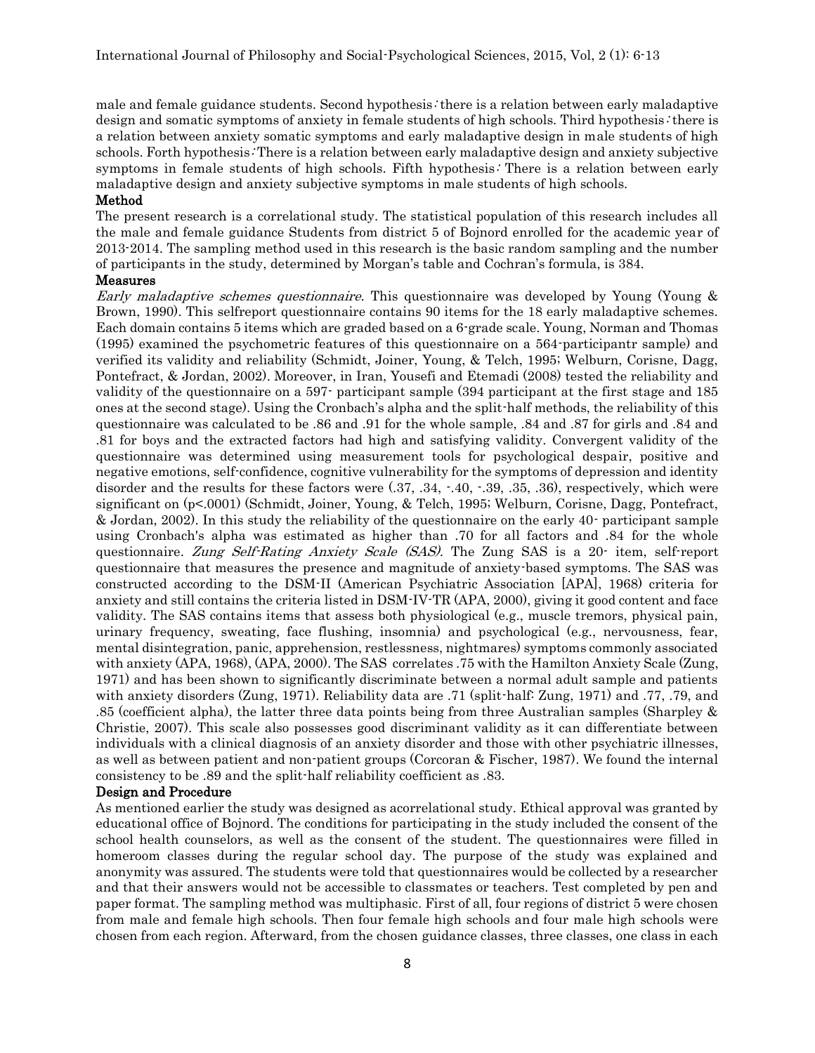male and female guidance students. Second hypothesis: there is a relation between early maladaptive design and somatic symptoms of anxiety in female students of high schools. Third hypothesis: there is a relation between anxiety somatic symptoms and early maladaptive design in male students of high schools. Forth hypothesis: There is a relation between early maladaptive design and anxiety subjective symptoms in female students of high schools. Fifth hypothesis: There is a relation between early maladaptive design and anxiety subjective symptoms in male students of high schools.

## Method

The present research is a correlational study. The statistical population of this research includes all the male and female guidance Students from district 5 of Bojnord enrolled for the academic year of 2013-2014. The sampling method used in this research is the basic random sampling and the number of participants in the study, determined by Morgan's table and Cochran's formula, is 384.

### Measures

*Early maladaptive schemes questionnaire.* This questionnaire was developed by Young (Young & Brown, 1990). This selfreport questionnaire contains 90 items for the 18 early maladaptive schemes. Each domain contains 5 items which are graded based on a 6-grade scale. Young, Norman and Thomas (1995) examined the psychometric features of this questionnaire on a 564-participantr sample) and verified its validity and reliability (Schmidt, Joiner, Young, & Telch, 1995; Welburn, Corisne, Dagg, Pontefract, & Jordan, 2002). Moreover, in Iran, Yousefi and Etemadi (2008) tested the reliability and validity of the questionnaire on a 597- participant sample (394 participant at the first stage and 185 ones at the second stage). Using the Cronbach's alpha and the split-half methods, the reliability of this questionnaire was calculated to be .86 and .91 for the whole sample, .84 and .87 for girls and .84 and .81 for boys and the extracted factors had high and satisfying validity. Convergent validity of the questionnaire was determined using measurement tools for psychological despair, positive and negative emotions, self-confidence, cognitive vulnerability for the symptoms of depression and identity disorder and the results for these factors were (.37, .34, -.40, -.39, .35, .36), respectively, which were significant on (p<.0001) (Schmidt, Joiner, Young, & Telch, 1995; Welburn, Corisne, Dagg, Pontefract, & Jordan, 2002). In this study the reliability of the questionnaire on the early 40- participant sample using Cronbach's alpha was estimated as higher than .70 for all factors and .84 for the whole questionnaire. *Zung Self-Rating Anxiety Scale (SAS).* The Zung SAS is a 20- item, self-report questionnaire that measures the presence and magnitude of anxiety-based symptoms. The SAS was constructed according to the DSM-II (American Psychiatric Association [APA], 1968) criteria for anxiety and still contains the criteria listed in DSM-IV-TR (APA, 2000), giving it good content and face validity. The SAS contains items that assess both physiological (e.g., muscle tremors, physical pain, urinary frequency, sweating, face flushing, insomnia) and psychological (e.g., nervousness, fear, mental disintegration, panic, apprehension, restlessness, nightmares) symptoms commonly associated with anxiety (APA, 1968), (APA, 2000). The SAS correlates .75 with the Hamilton Anxiety Scale (Zung, 1971) and has been shown to significantly discriminate between a normal adult sample and patients with anxiety disorders (Zung, 1971). Reliability data are .71 (split-half: Zung, 1971) and .77, .79, and .85 (coefficient alpha), the latter three data points being from three Australian samples (Sharpley & Christie, 2007). This scale also possesses good discriminant validity as it can differentiate between individuals with a clinical diagnosis of an anxiety disorder and those with other psychiatric illnesses, as well as between patient and non-patient groups (Corcoran & Fischer, 1987). We found the internal consistency to be .89 and the split-half reliability coefficient as .83.

### Design and Procedure

As mentioned earlier the study was designed as acorrelational study. Ethical approval was granted by educational office of Bojnord. The conditions for participating in the study included the consent of the school health counselors, as well as the consent of the student. The questionnaires were filled in homeroom classes during the regular school day. The purpose of the study was explained and anonymity was assured. The students were told that questionnaires would be collected by a researcher and that their answers would not be accessible to classmates or teachers. Test completed by pen and paper format. The sampling method was multiphasic. First of all, four regions of district 5 were chosen from male and female high schools. Then four female high schools and four male high schools were chosen from each region. Afterward, from the chosen guidance classes, three classes, one class in each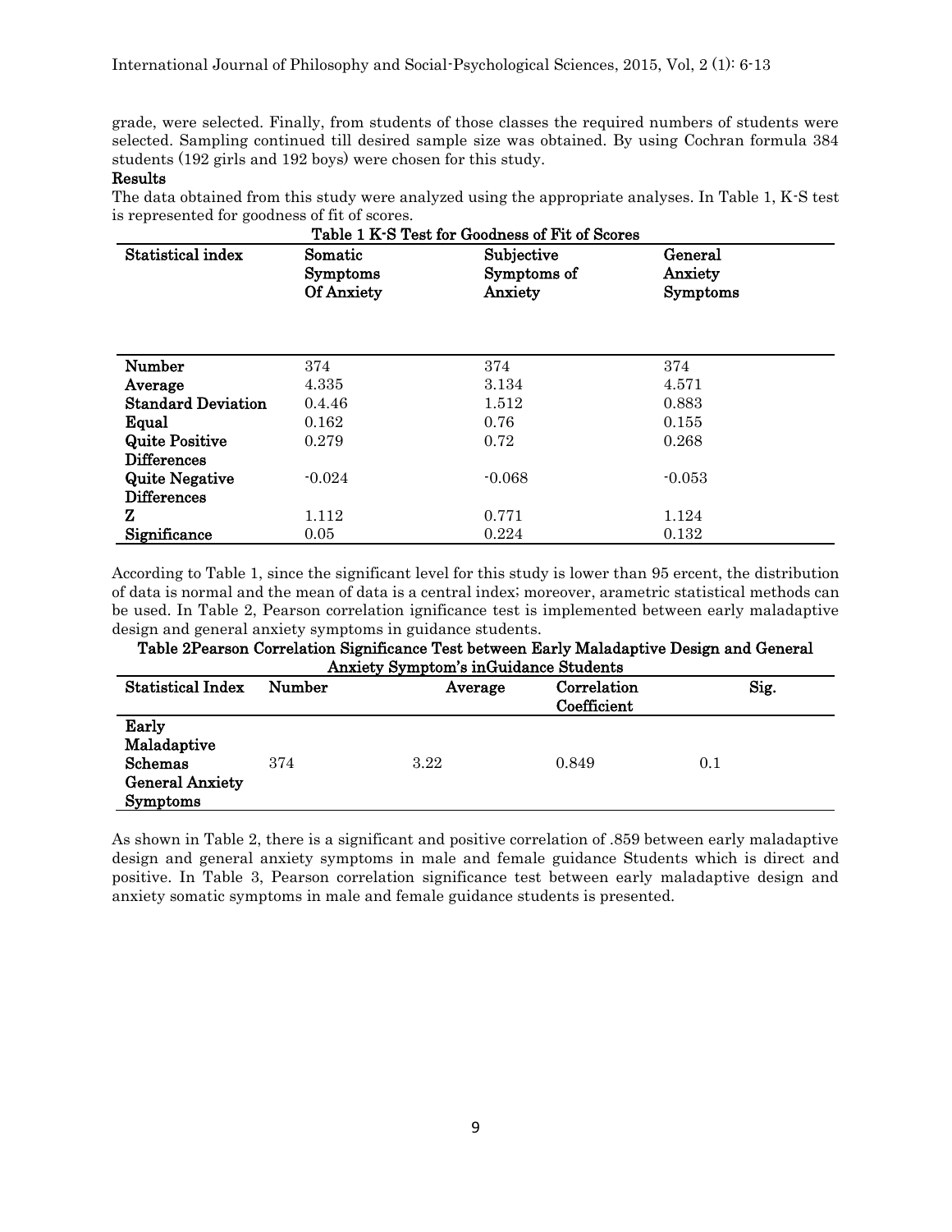grade, were selected. Finally, from students of those classes the required numbers of students were selected. Sampling continued till desired sample size was obtained. By using Cochran formula 384 students (192 girls and 192 boys) were chosen for this study.

**Results**

The data obtained from this study were analyzed using the appropriate analyses. In Table 1, K-S test is represented for goodness of fit of scores.

**Table 1 K-S Test for Goodness of Fit of Scores**

| Statistical index | Somatic Symptoms Of Anxiety | Subjective Symptoms of Anxiety | General Anxiety Symptoms |
|---|---|---|---|
| **Number** | 374 | 374 | 374 |
| **Average** | 4.335 | 3.134 | 4.571 |
| **Standard Deviation** | 0.4.46 | 1.512 | 0.883 |
| **Equal** | 0.162 | 0.76 | 0.155 |
| **Quite Positive Differences** | 0.279 | 0.72 | 0.268 |
| **Quite Negative Differences** | -0.024 | -0.068 | -0.053 |
| **Z** | 1.112 | 0.771 | 1.124 |
| **Significance** | 0.05 | 0.224 | 0.132 |

According to Table 1, since the significant level for this study is lower than 95 ercent, the distribution of data is normal and the mean of data is a central index; moreover, arametric statistical methods can be used. In Table 2, Pearson correlation ignificance test is implemented between early maladaptive design and general anxiety symptoms in guidance students.

**Table 2Pearson Correlation Significance Test between Early Maladaptive Design and General Anxiety Symptom's inGuidance Students**

| Statistical Index | Number | Average | Correlation Coefficient | Sig. |
|---|---|---|---|---|
| **Early Maladaptive Schemas General Anxiety Symptoms** | 374 | 3.22 | 0.849 | 0.1 |

As shown in Table 2, there is a significant and positive correlation of .859 between early maladaptive design and general anxiety symptoms in male and female guidance Students which is direct and positive. In Table 3, Pearson correlation significance test between early maladaptive design and anxiety somatic symptoms in male and female guidance students is presented.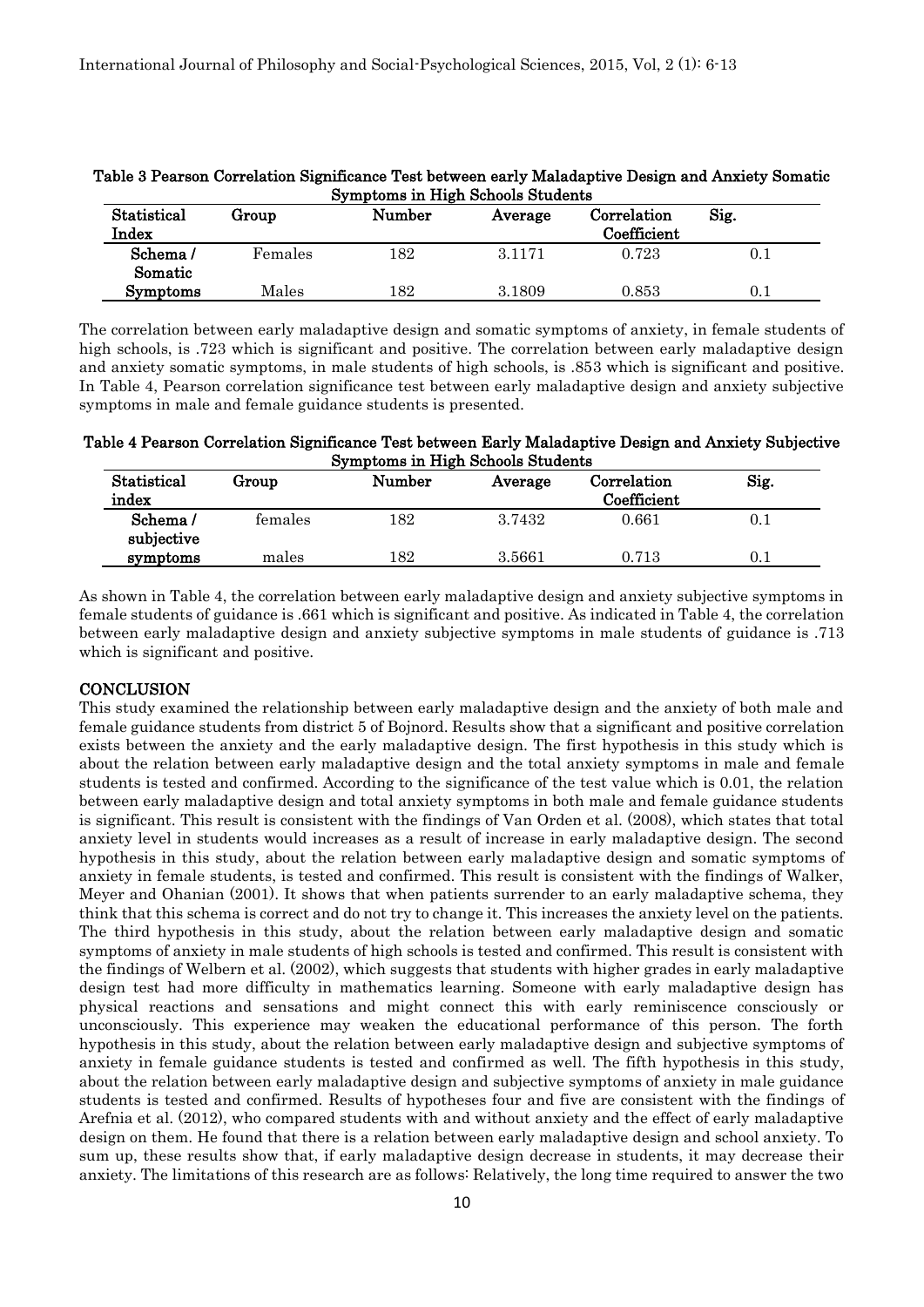**Table 3 Pearson Correlation Significance Test between early Maladaptive Design and Anxiety Somatic Symptoms in High Schools Students**

| Statistical Index | Group | Number | Average | Correlation Coefficient | Sig. |
|---|---|---|---|---|---|
| Schema / Somatic | Females | 182 | 3.1171 | 0.723 | 0.1 |
| Symptoms | Males | 182 | 3.1809 | 0.853 | 0.1 |

The correlation between early maladaptive design and somatic symptoms of anxiety, in female students of high schools, is .723 which is significant and positive. The correlation between early maladaptive design and anxiety somatic symptoms, in male students of high schools, is .853 which is significant and positive. In Table 4, Pearson correlation significance test between early maladaptive design and anxiety subjective symptoms in male and female guidance students is presented.

**Table 4 Pearson Correlation Significance Test between Early Maladaptive Design and Anxiety Subjective Symptoms in High Schools Students**

| Statistical index | Group | Number | Average | Correlation Coefficient | Sig. |
|---|---|---|---|---|---|
| Schema / subjective | females | 182 | 3.7432 | 0.661 | 0.1 |
| symptoms | males | 182 | 3.5661 | 0.713 | 0.1 |

As shown in Table 4, the correlation between early maladaptive design and anxiety subjective symptoms in female students of guidance is .661 which is significant and positive. As indicated in Table 4, the correlation between early maladaptive design and anxiety subjective symptoms in male students of guidance is .713 which is significant and positive.

## CONCLUSION

This study examined the relationship between early maladaptive design and the anxiety of both male and female guidance students from district 5 of Bojnord. Results show that a significant and positive correlation exists between the anxiety and the early maladaptive design. The first hypothesis in this study which is about the relation between early maladaptive design and the total anxiety symptoms in male and female students is tested and confirmed. According to the significance of the test value which is 0.01, the relation between early maladaptive design and total anxiety symptoms in both male and female guidance students is significant. This result is consistent with the findings of Van Orden et al. (2008), which states that total anxiety level in students would increases as a result of increase in early maladaptive design. The second hypothesis in this study, about the relation between early maladaptive design and somatic symptoms of anxiety in female students, is tested and confirmed. This result is consistent with the findings of Walker, Meyer and Ohanian (2001). It shows that when patients surrender to an early maladaptive schema, they think that this schema is correct and do not try to change it. This increases the anxiety level on the patients. The third hypothesis in this study, about the relation between early maladaptive design and somatic symptoms of anxiety in male students of high schools is tested and confirmed. This result is consistent with the findings of Welbern et al. (2002), which suggests that students with higher grades in early maladaptive design test had more difficulty in mathematics learning. Someone with early maladaptive design has physical reactions and sensations and might connect this with early reminiscence consciously or unconsciously. This experience may weaken the educational performance of this person. The forth hypothesis in this study, about the relation between early maladaptive design and subjective symptoms of anxiety in female guidance students is tested and confirmed as well. The fifth hypothesis in this study, about the relation between early maladaptive design and subjective symptoms of anxiety in male guidance students is tested and confirmed. Results of hypotheses four and five are consistent with the findings of Arefnia et al. (2012), who compared students with and without anxiety and the effect of early maladaptive design on them. He found that there is a relation between early maladaptive design and school anxiety. To sum up, these results show that, if early maladaptive design decrease in students, it may decrease their anxiety. The limitations of this research are as follows: Relatively, the long time required to answer the two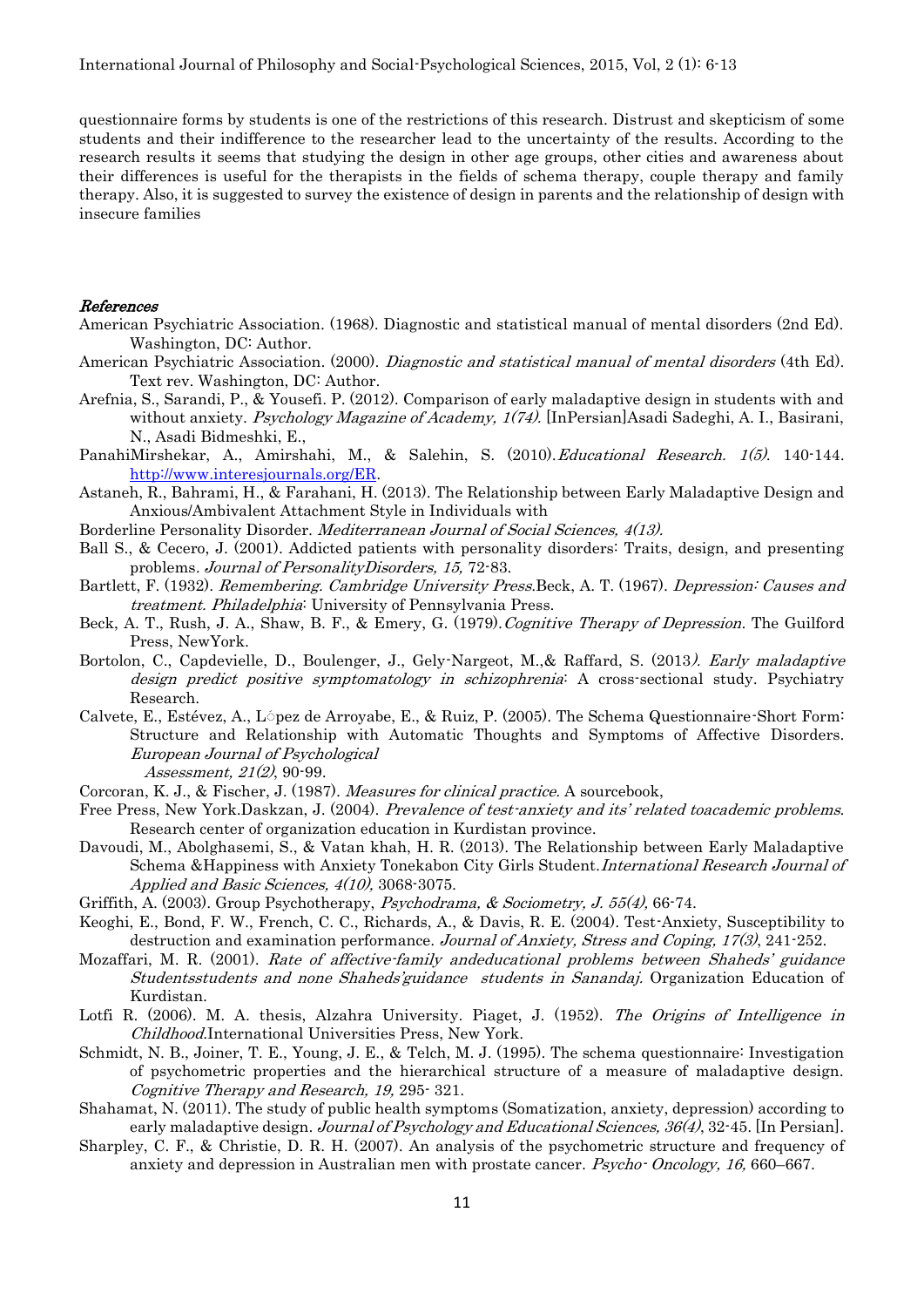questionnaire forms by students is one of the restrictions of this research. Distrust and skepticism of some students and their indifference to the researcher lead to the uncertainty of the results. According to the research results it seems that studying the design in other age groups, other cities and awareness about their differences is useful for the therapists in the fields of schema therapy, couple therapy and family therapy. Also, it is suggested to survey the existence of design in parents and the relationship of design with insecure families

## *References*

American Psychiatric Association. (1968). Diagnostic and statistical manual of mental disorders (2nd Ed). Washington, DC: Author.

American Psychiatric Association. (2000). *Diagnostic and statistical manual of mental disorders* (4th Ed). Text rev. Washington, DC: Author.

Arefnia, S., Sarandi, P., & Yousefi. P. (2012). Comparison of early maladaptive design in students with and without anxiety. *Psychology Magazine of Academy, 1(74).* [InPersian]Asadi Sadeghi, A. I., Basirani, N., Asadi Bidmeshki, E.,

PanahiMirshekar, A., Amirshahi, M., & Salehin, S. (2010).*Educational Research. 1(5).* 140-144. http://www.interesjournals.org/ER.

Astaneh, R., Bahrami, H., & Farahani, H. (2013). The Relationship between Early Maladaptive Design and Anxious/Ambivalent Attachment Style in Individuals with

Borderline Personality Disorder. *Mediterranean Journal of Social Sciences, 4(13).*

Ball S., & Cecero, J. (2001). Addicted patients with personality disorders: Traits, design, and presenting problems*. Journal of PersonalityDisorders, 15,* 72-83.

Bartlett, F. (1932). *Remembering. Cambridge University Press.*Beck, A. T. (1967). *Depression: Causes and treatment. Philadelphia*: University of Pennsylvania Press.

Beck, A. T., Rush, J. A., Shaw, B. F., & Emery, G. (1979).*Cognitive Therapy of Depression*. The Guilford Press, NewYork.

Bortolon, C., Capdevielle, D., Boulenger, J., Gely-Nargeot, M.,& Raffard, S. (2013*). Early maladaptive design predict positive symptomatology in schizophrenia*: A cross-sectional study. Psychiatry Research.

Calvete, E., Estévez, A., López de Arroyabe, E., & Ruiz, P. (2005). The Schema Questionnaire-Short Form: Structure and Relationship with Automatic Thoughts and Symptoms of Affective Disorders. *European Journal of Psychological Assessment, 21(2)*, 90-99.

Corcoran, K. J., & Fischer, J. (1987). *Measures for clinical practice.* A sourcebook,

Free Press, New York.Daskzan, J. (2004). *Prevalence of test-anxiety and its' related toacademic problems*. Research center of organization education in Kurdistan province.

Davoudi, M., Abolghasemi, S., & Vatan khah, H. R. (2013). The Relationship between Early Maladaptive Schema &Happiness with Anxiety Tonekabon City Girls Student.*International Research Journal of Applied and Basic Sciences, 4(10),* 3068-3075.

Griffith, A. (2003). Group Psychotherapy, *Psychodrama, & Sociometry, J. 55(4),* 66-74.

Keoghi, E., Bond, F. W., French, C. C., Richards, A., & Davis, R. E. (2004). Test-Anxiety, Susceptibility to destruction and examination performance. *Journal of Anxiety, Stress and Coping, 17(3)*, 241-252.

Mozaffari, M. R. (2001). *Rate of affective-family andeducational problems between Shaheds' guidance Studentsstudents and none Shaheds'guidance students in Sanandaj.* Organization Education of Kurdistan.

Lotfi R. (2006). M. A. thesis, Alzahra University. Piaget, J. (1952). *The Origins of Intelligence in Childhood*.International Universities Press, New York.

Schmidt, N. B., Joiner, T. E., Young, J. E., & Telch, M. J. (1995). The schema questionnaire: Investigation of psychometric properties and the hierarchical structure of a measure of maladaptive design. *Cognitive Therapy and Research, 19,* 295- 321.

Shahamat, N. (2011). The study of public health symptoms (Somatization, anxiety, depression) according to early maladaptive design. *Journal of Psychology and Educational Sciences, 36(4)*, 32-45. [In Persian].

Sharpley, C. F., & Christie, D. R. H. (2007). An analysis of the psychometric structure and frequency of anxiety and depression in Australian men with prostate cancer. *Psycho- Oncology, 16,* 660–667.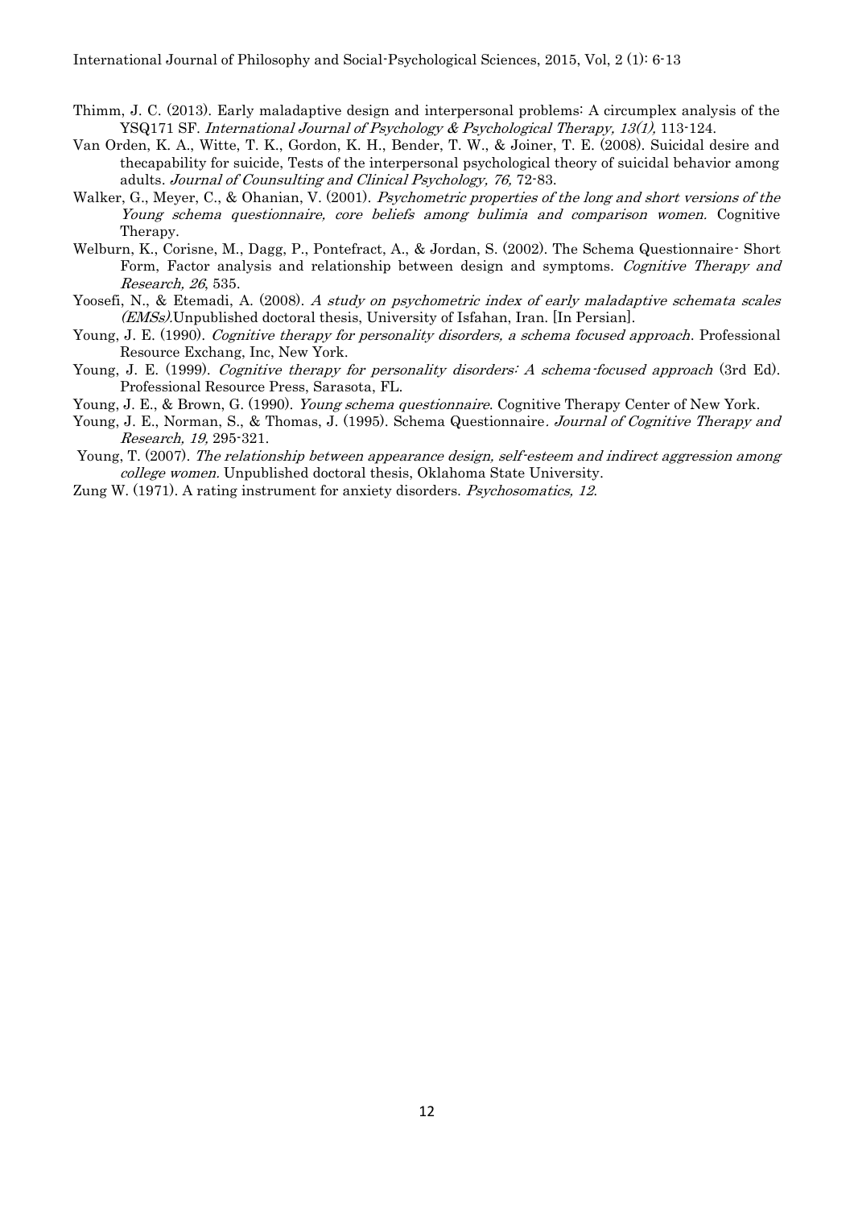Thimm, J. C. (2013). Early maladaptive design and interpersonal problems: A circumplex analysis of the YSQ171 SF. *International Journal of Psychology & Psychological Therapy, 13(1),* 113-124.

Van Orden, K. A., Witte, T. K., Gordon, K. H., Bender, T. W., & Joiner, T. E. (2008). Suicidal desire and thecapability for suicide, Tests of the interpersonal psychological theory of suicidal behavior among adults. *Journal of Counsulting and Clinical Psychology, 76,* 72-83.

Walker, G., Meyer, C., & Ohanian, V. (2001). *Psychometric properties of the long and short versions of the Young schema questionnaire, core beliefs among bulimia and comparison women.* Cognitive Therapy.

Welburn, K., Corisne, M., Dagg, P., Pontefract, A., & Jordan, S. (2002). The Schema Questionnaire- Short Form, Factor analysis and relationship between design and symptoms. *Cognitive Therapy and Research, 26*, 535.

Yoosefi, N., & Etemadi, A. (2008). *A study on psychometric index of early maladaptive schemata scales (EMSs).*Unpublished doctoral thesis, University of Isfahan, Iran. [In Persian].

Young, J. E. (1990). *Cognitive therapy for personality disorders, a schema focused approach*. Professional Resource Exchang, Inc, New York.

Young, J. E. (1999). *Cognitive therapy for personality disorders: A schema-focused approach* (3rd Ed). Professional Resource Press, Sarasota, FL.

Young, J. E., & Brown, G. (1990). *Young schema questionnaire*. Cognitive Therapy Center of New York.

Young, J. E., Norman, S., & Thomas, J. (1995). Schema Questionnaire. *Journal of Cognitive Therapy and Research, 19,* 295-321.

Young, T. (2007). *The relationship between appearance design, self-esteem and indirect aggression among college women.* Unpublished doctoral thesis, Oklahoma State University.

Zung W. (1971). A rating instrument for anxiety disorders. *Psychosomatics, 12.*